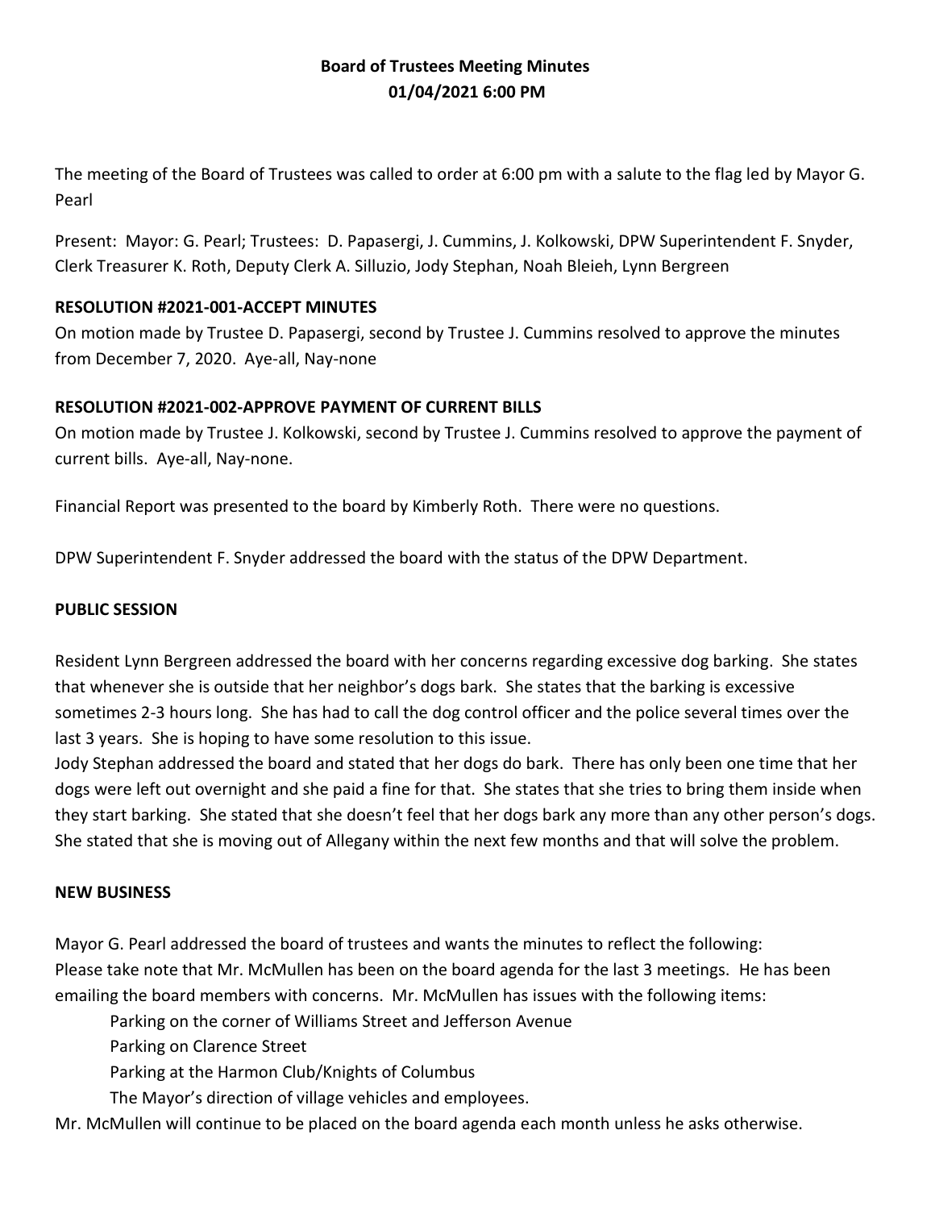**Board of Trustees Meeting Minutes**
**01/04/2021 6:00 PM**

The meeting of the Board of Trustees was called to order at 6:00 pm with a salute to the flag led by Mayor G. Pearl

Present: Mayor: G. Pearl; Trustees: D. Papasergi, J. Cummins, J. Kolkowski, DPW Superintendent F. Snyder, Clerk Treasurer K. Roth, Deputy Clerk A. Silluzio, Jody Stephan, Noah Bleieh, Lynn Bergreen

**RESOLUTION #2021-001-ACCEPT MINUTES**

On motion made by Trustee D. Papasergi, second by Trustee J. Cummins resolved to approve the minutes from December 7, 2020. Aye-all, Nay-none

**RESOLUTION #2021-002-APPROVE PAYMENT OF CURRENT BILLS**

On motion made by Trustee J. Kolkowski, second by Trustee J. Cummins resolved to approve the payment of current bills. Aye-all, Nay-none.

Financial Report was presented to the board by Kimberly Roth. There were no questions.

DPW Superintendent F. Snyder addressed the board with the status of the DPW Department.

**PUBLIC SESSION**

Resident Lynn Bergreen addressed the board with her concerns regarding excessive dog barking. She states that whenever she is outside that her neighbor's dogs bark. She states that the barking is excessive sometimes 2-3 hours long. She has had to call the dog control officer and the police several times over the last 3 years. She is hoping to have some resolution to this issue.
Jody Stephan addressed the board and stated that her dogs do bark. There has only been one time that her dogs were left out overnight and she paid a fine for that. She states that she tries to bring them inside when they start barking. She stated that she doesn't feel that her dogs bark any more than any other person's dogs. She stated that she is moving out of Allegany within the next few months and that will solve the problem.

**NEW BUSINESS**

Mayor G. Pearl addressed the board of trustees and wants the minutes to reflect the following:
Please take note that Mr. McMullen has been on the board agenda for the last 3 meetings. He has been emailing the board members with concerns. Mr. McMullen has issues with the following items:

Parking on the corner of Williams Street and Jefferson Avenue
Parking on Clarence Street
Parking at the Harmon Club/Knights of Columbus
The Mayor's direction of village vehicles and employees.

Mr. McMullen will continue to be placed on the board agenda each month unless he asks otherwise.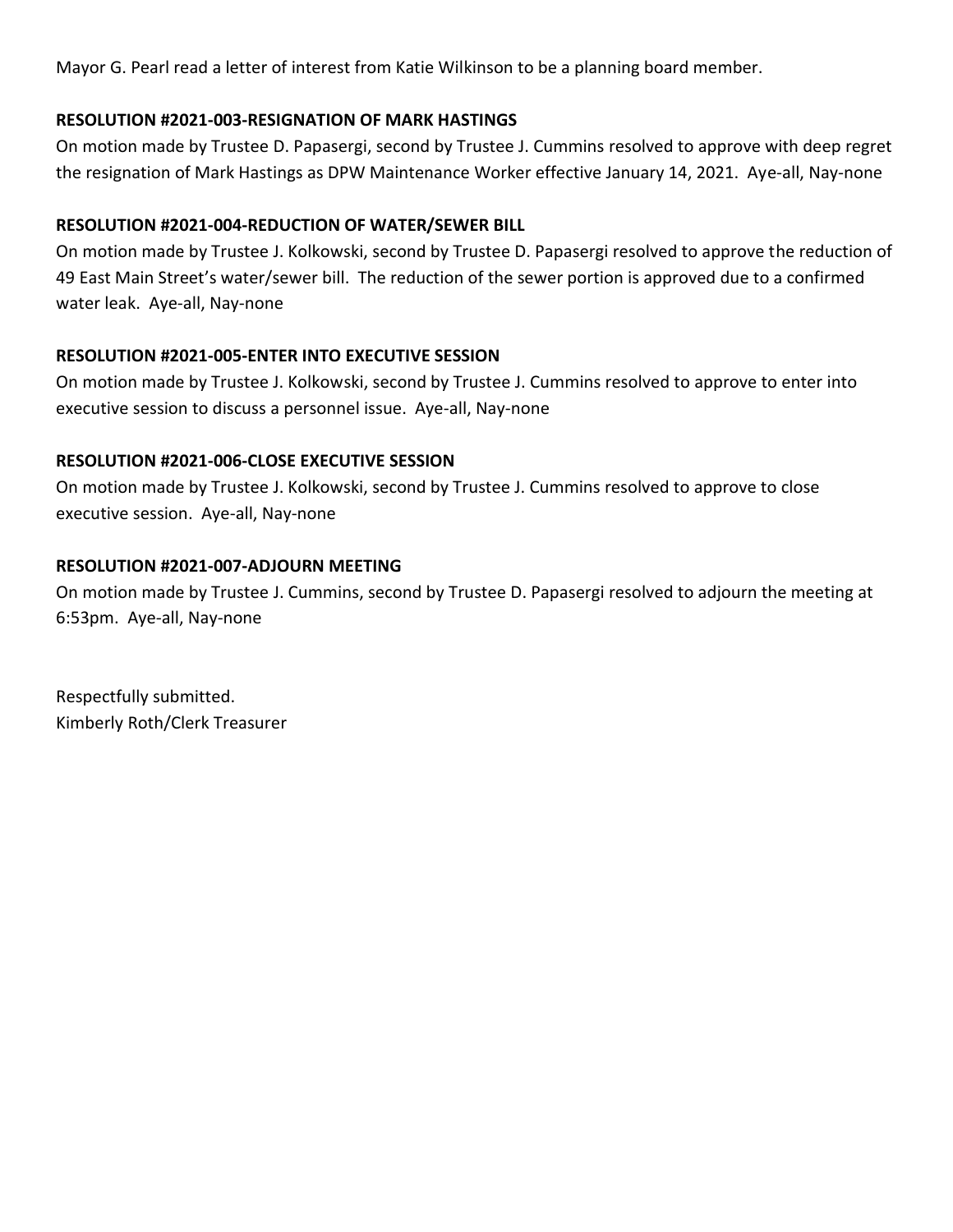Mayor G. Pearl read a letter of interest from Katie Wilkinson to be a planning board member.

**RESOLUTION #2021-003-RESIGNATION OF MARK HASTINGS**

On motion made by Trustee D. Papasergi, second by Trustee J. Cummins resolved to approve with deep regret the resignation of Mark Hastings as DPW Maintenance Worker effective January 14, 2021. Aye-all, Nay-none

**RESOLUTION #2021-004-REDUCTION OF WATER/SEWER BILL**

On motion made by Trustee J. Kolkowski, second by Trustee D. Papasergi resolved to approve the reduction of 49 East Main Street's water/sewer bill. The reduction of the sewer portion is approved due to a confirmed water leak. Aye-all, Nay-none

**RESOLUTION #2021-005-ENTER INTO EXECUTIVE SESSION**

On motion made by Trustee J. Kolkowski, second by Trustee J. Cummins resolved to approve to enter into executive session to discuss a personnel issue. Aye-all, Nay-none

**RESOLUTION #2021-006-CLOSE EXECUTIVE SESSION**

On motion made by Trustee J. Kolkowski, second by Trustee J. Cummins resolved to approve to close executive session. Aye-all, Nay-none

**RESOLUTION #2021-007-ADJOURN MEETING**

On motion made by Trustee J. Cummins, second by Trustee D. Papasergi resolved to adjourn the meeting at 6:53pm. Aye-all, Nay-none

Respectfully submitted.
Kimberly Roth/Clerk Treasurer